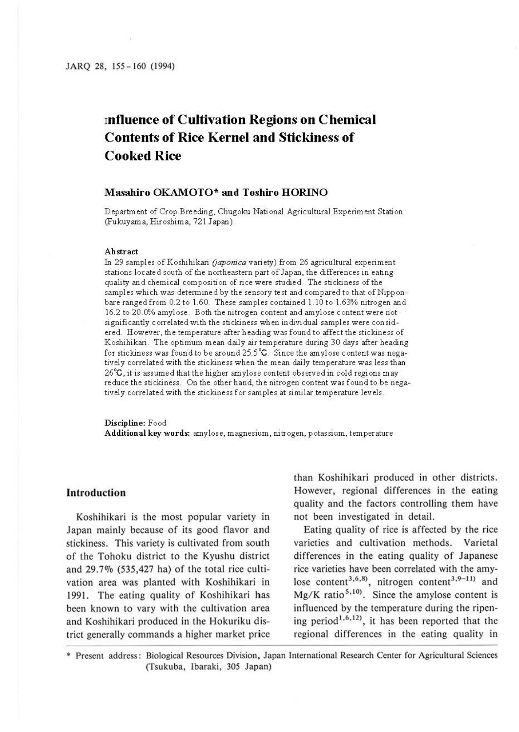# Influence of Cultivation Regions on Chemical Contents of Rice Kernel and Stickiness of Cooked Rice

**Masahiro OKAMOTO*** **and Toshiro HORINO**

Department of Crop Breeding, Chugoku National Agricultural Experiment Station (Fukuyama, Hiroshima, 721 Japan)

### Abstract

In 29 samples of Koshihikari (*japonica* variety) from 26 agricultural experiment stations located south of the northeastern part of Japan, the differences in eating quality and chemical composition of rice were studied. The stickiness of the samples which was determined by the sensory test and compared to that of Nipponbare ranged from 0.2 to 1.60. These samples contained 1.10 to 1.63% nitrogen and 16.2 to 20.0% amylose. Both the nitrogen content and amylose content were not significantly correlated with the stickiness when individual samples were considered. However, the temperature after heading was found to affect the stickiness of Koshihikari. The optimum mean daily air temperature during 30 days after heading for stickiness was found to be around 25.5°C. Since the amylose content was negatively correlated with the stickiness when the mean daily temperature was less than 26°C, it is assumed that the higher amylose content observed in cold regions may reduce the stickiness. On the other hand, the nitrogen content was found to be negatively correlated with the stickiness for samples at similar temperature levels.

**Discipline:** Food
**Additional key words:** amylose, magnesium, nitrogen, potassium, temperature

## Introduction

Koshihikari is the most popular variety in Japan mainly because of its good flavor and stickiness. This variety is cultivated from south of the Tohoku district to the Kyushu district and 29.7% (535,427 ha) of the total rice cultivation area was planted with Koshihikari in 1991. The eating quality of Koshihikari has been known to vary with the cultivation area and Koshihikari produced in the Hokuriku district generally commands a higher market price than Koshihikari produced in other districts. However, regional differences in the eating quality and the factors controlling them have not been investigated in detail.

Eating quality of rice is affected by the rice varieties and cultivation methods. Varietal differences in the eating quality of Japanese rice varieties have been correlated with the amylose content[3,6,8], nitrogen content[3,9–11] and Mg/K ratio[5,10]. Since the amylose content is influenced by the temperature during the ripening period[1,6,12], it has been reported that the regional differences in the eating quality in

\* Present address: Biological Resources Division, Japan International Research Center for Agricultural Sciences (Tsukuba, Ibaraki, 305 Japan)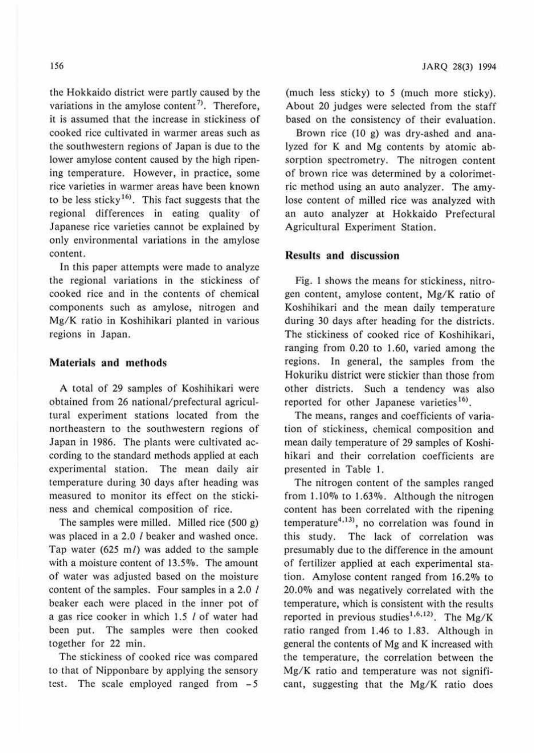the Hokkaido district were partly caused by the variations in the amylose content[7]. Therefore, it is assumed that the increase in stickiness of cooked rice cultivated in warmer areas such as the southwestern regions of Japan is due to the lower amylose content caused by the high ripening temperature. However, in practice, some rice varieties in warmer areas have been known to be less sticky[16]. This fact suggests that the regional differences in eating quality of Japanese rice varieties cannot be explained by only environmental variations in the amylose content.

In this paper attempts were made to analyze the regional variations in the stickiness of cooked rice and in the contents of chemical components such as amylose, nitrogen and Mg/K ratio in Koshihikari planted in various regions in Japan.

## Materials and methods

A total of 29 samples of Koshihikari were obtained from 26 national/prefectural agricultural experiment stations located from the northeastern to the southwestern regions of Japan in 1986. The plants were cultivated according to the standard methods applied at each experimental station. The mean daily air temperature during 30 days after heading was measured to monitor its effect on the stickiness and chemical composition of rice.

The samples were milled. Milled rice (500 g) was placed in a 2.0 *l* beaker and washed once. Tap water (625 m*l*) was added to the sample with a moisture content of 13.5%. The amount of water was adjusted based on the moisture content of the samples. Four samples in a 2.0 *l* beaker each were placed in the inner pot of a gas rice cooker in which 1.5 *l* of water had been put. The samples were then cooked together for 22 min.

The stickiness of cooked rice was compared to that of Nipponbare by applying the sensory test. The scale employed ranged from −5 (much less sticky) to 5 (much more sticky). About 20 judges were selected from the staff based on the consistency of their evaluation.

Brown rice (10 g) was dry-ashed and analyzed for K and Mg contents by atomic absorption spectrometry. The nitrogen content of brown rice was determined by a colorimetric method using an auto analyzer. The amylose content of milled rice was analyzed with an auto analyzer at Hokkaido Prefectural Agricultural Experiment Station.

## Results and discussion

Fig. 1 shows the means for stickiness, nitrogen content, amylose content, Mg/K ratio of Koshihikari and the mean daily temperature during 30 days after heading for the districts. The stickiness of cooked rice of Koshihikari, ranging from 0.20 to 1.60, varied among the regions. In general, the samples from the Hokuriku district were stickier than those from other districts. Such a tendency was also reported for other Japanese varieties[16].

The means, ranges and coefficients of variation of stickiness, chemical composition and mean daily temperature of 29 samples of Koshihikari and their correlation coefficients are presented in Table 1.

The nitrogen content of the samples ranged from 1.10% to 1.63%. Although the nitrogen content has been correlated with the ripening temperature[4,13], no correlation was found in this study. The lack of correlation was presumably due to the difference in the amount of fertilizer applied at each experimental station. Amylose content ranged from 16.2% to 20.0% and was negatively correlated with the temperature, which is consistent with the results reported in previous studies[1,6,12]. The Mg/K ratio ranged from 1.46 to 1.83. Although in general the contents of Mg and K increased with the temperature, the correlation between the Mg/K ratio and temperature was not significant, suggesting that the Mg/K ratio does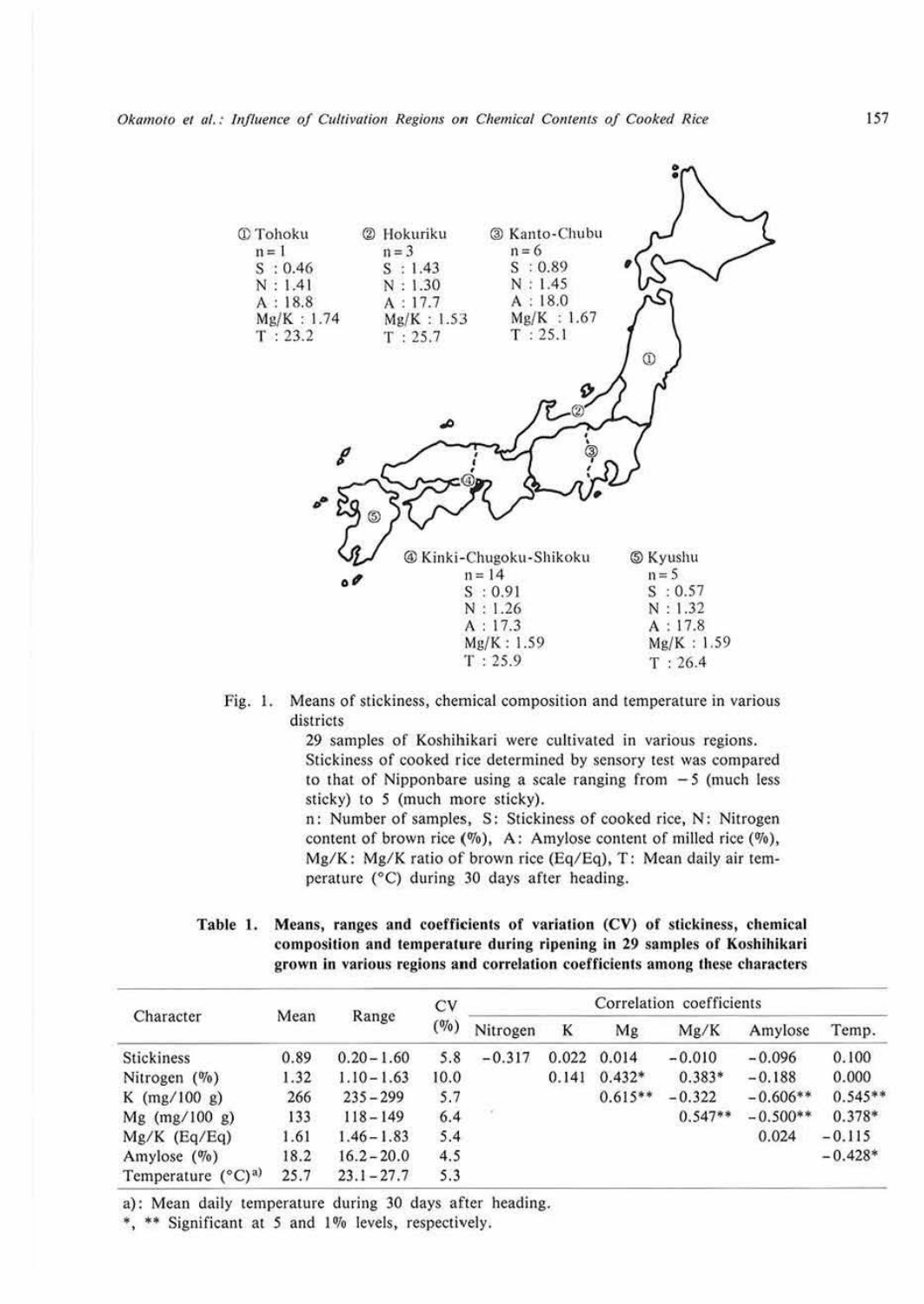① Tohoku
n = 1
S : 0.46
N : 1.41
A : 18.8
Mg/K : 1.74
T : 23.2

② Hokuriku
n = 3
S : 1.43
N : 1.30
A : 17.7
Mg/K : 1.53
T : 25.7

③ Kanto-Chubu
n = 6
S : 0.89
N : 1.45
A : 18.0
Mg/K : 1.67
T : 25.1

④ Kinki-Chugoku-Shikoku
n = 14
S : 0.91
N : 1.26
A : 17.3
Mg/K : 1.59
T : 25.9

⑤ Kyushu
n = 5
S : 0.57
N : 1.32
A : 17.8
Mg/K : 1.59
T : 26.4

Fig. 1. Means of stickiness, chemical composition and temperature in various districts
29 samples of Koshihikari were cultivated in various regions. Stickiness of cooked rice determined by sensory test was compared to that of Nipponbare using a scale ranging from −5 (much less sticky) to 5 (much more sticky).
n: Number of samples, S: Stickiness of cooked rice, N: Nitrogen content of brown rice (%), A: Amylose content of milled rice (%), Mg/K: Mg/K ratio of brown rice (Eq/Eq), T: Mean daily air temperature (°C) during 30 days after heading.

**Table 1. Means, ranges and coefficients of variation (CV) of stickiness, chemical composition and temperature during ripening in 29 samples of Koshihikari grown in various regions and correlation coefficients among these characters**

| Character | Mean | Range | CV (%) | Correlation coefficients | | | | | |
|---|---|---|---|---|---|---|---|---|---|
| | | | | Nitrogen | K | Mg | Mg/K | Amylose | Temp. |
| Stickiness | 0.89 | 0.20–1.60 | 5.8 | −0.317 | 0.022 | 0.014 | −0.010 | −0.096 | 0.100 |
| Nitrogen (%) | 1.32 | 1.10–1.63 | 10.0 | | 0.141 | 0.432* | 0.383* | −0.188 | 0.000 |
| K (mg/100 g) | 266 | 235–299 | 5.7 | | | 0.615** | −0.322 | −0.606** | 0.545** |
| Mg (mg/100 g) | 133 | 118–149 | 6.4 | | | | 0.547** | −0.500** | 0.378* |
| Mg/K (Eq/Eq) | 1.61 | 1.46–1.83 | 5.4 | | | | | 0.024 | −0.115 |
| Amylose (%) | 18.2 | 16.2–20.0 | 4.5 | | | | | | −0.428* |
| Temperature (°C)[a)] | 25.7 | 23.1–27.7 | 5.3 | | | | | | |

a): Mean daily temperature during 30 days after heading.
*, ** Significant at 5 and 1% levels, respectively.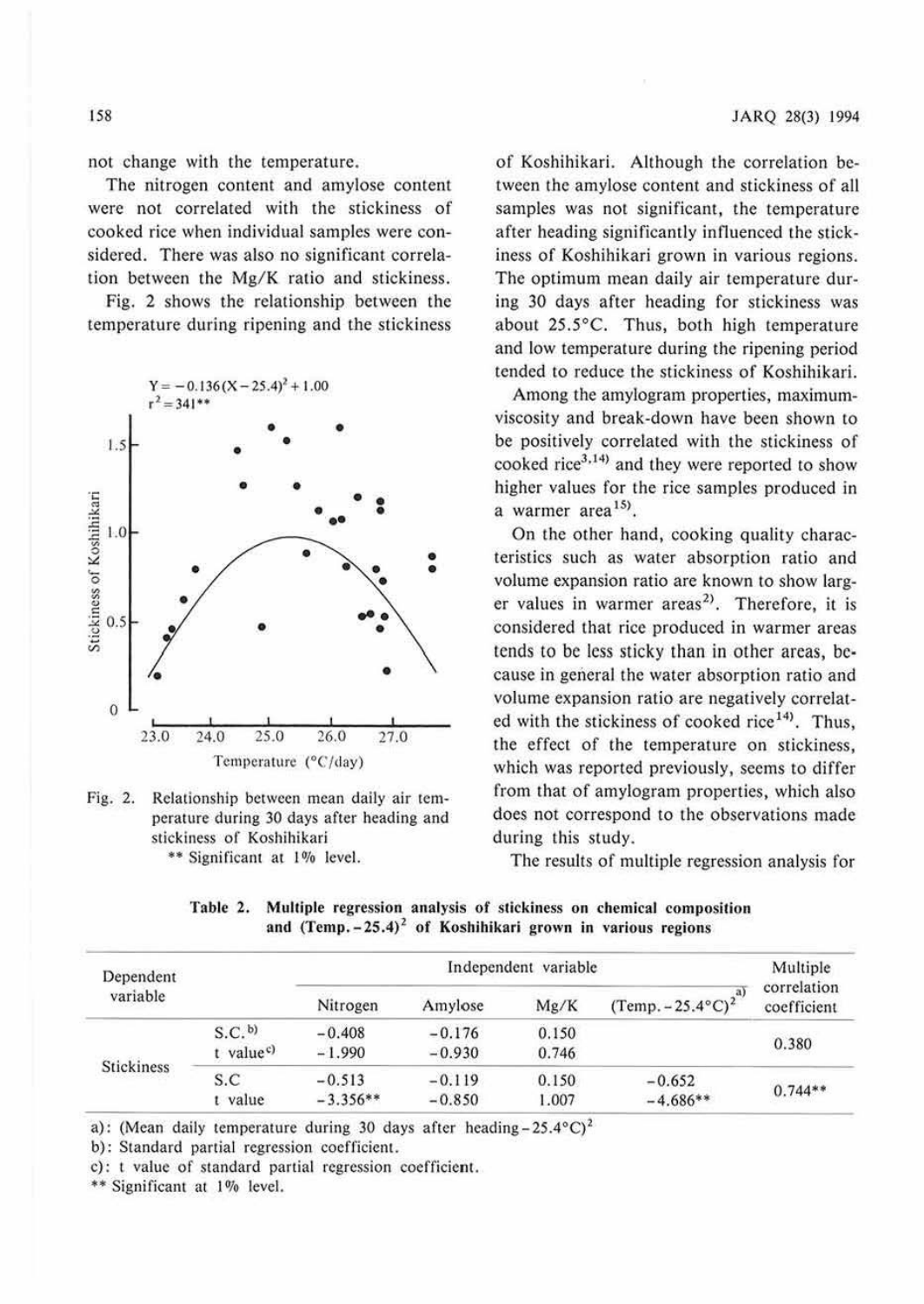not change with the temperature.

The nitrogen content and amylose content were not correlated with the stickiness of cooked rice when individual samples were considered. There was also no significant correlation between the Mg/K ratio and stickiness.

Fig. 2 shows the relationship between the temperature during ripening and the stickiness of Koshihikari. Although the correlation between the amylose content and stickiness of all samples was not significant, the temperature after heading significantly influenced the stickiness of Koshihikari grown in various regions. The optimum mean daily air temperature during 30 days after heading for stickiness was about 25.5°C. Thus, both high temperature and low temperature during the ripening period tended to reduce the stickiness of Koshihikari.

$$Y = -0.136(X - 25.4)^2 + 1.00$$
$$r^2 = 341^{**}$$

Fig. 2. Relationship between mean daily air temperature during 30 days after heading and stickiness of Koshihikari
** Significant at 1% level.

Among the amylogram properties, maximum-viscosity and break-down have been shown to be positively correlated with the stickiness of cooked rice[3,14] and they were reported to show higher values for the rice samples produced in a warmer area[15].

On the other hand, cooking quality characteristics such as water absorption ratio and volume expansion ratio are known to show larger values in warmer areas[2]. Therefore, it is considered that rice produced in warmer areas tends to be less sticky than in other areas, because in general the water absorption ratio and volume expansion ratio are negatively correlated with the stickiness of cooked rice[14]. Thus, the effect of the temperature on stickiness, which was reported previously, seems to differ from that of amylogram properties, which also does not correspond to the observations made during this study.

The results of multiple regression analysis for

**Table 2. Multiple regression analysis of stickiness on chemical composition and $(\text{Temp.} - 25.4)^2$ of Koshihikari grown in various regions**

| Dependent variable | | Independent variable | | | | Multiple correlation coefficient |
|---|---|---|---|---|---|---|
| | | Nitrogen | Amylose | Mg/K | $(\text{Temp.} - 25.4°\text{C})^2$ [a] | |
| Stickiness | S.C.[b] | −0.408 | −0.176 | 0.150 | | 0.380 |
| | t value[c] | −1.990 | −0.930 | 0.746 | | |
| | S.C | −0.513 | −0.119 | 0.150 | −0.652 | 0.744** |
| | t value | −3.356** | −0.850 | 1.007 | −4.686** | |

a): (Mean daily temperature during 30 days after heading − 25.4°C)$^2$

b): Standard partial regression coefficient.

c): t value of standard partial regression coefficient.

** Significant at 1% level.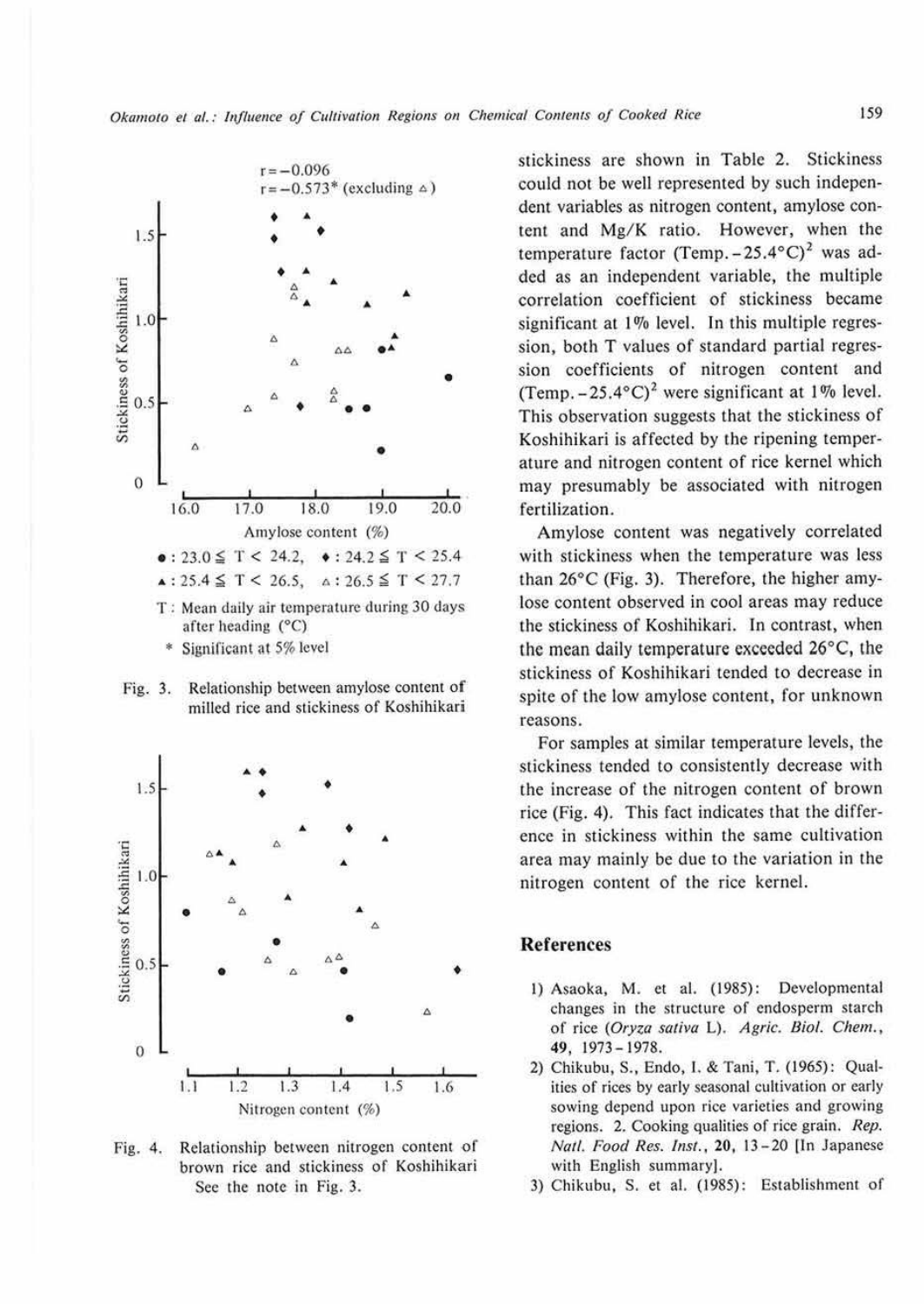$r = -0.096$
$r = -0.573^{*}$ (excluding △)

●: $23.0 \leqq T < 24.2$, ◆: $24.2 \leqq T < 25.4$
▲: $25.4 \leqq T < 26.5$, △: $26.5 \leqq T < 27.7$

T: Mean daily air temperature during 30 days after heading (°C)

\* Significant at 5% level

Fig. 3. Relationship between amylose content of milled rice and stickiness of Koshihikari

Fig. 4. Relationship between nitrogen content of brown rice and stickiness of Koshihikari
See the note in Fig. 3.

stickiness are shown in Table 2. Stickiness could not be well represented by such independent variables as nitrogen content, amylose content and Mg/K ratio. However, when the temperature factor $(\text{Temp.} - 25.4°\text{C})^2$ was added as an independent variable, the multiple correlation coefficient of stickiness became significant at 1% level. In this multiple regression, both T values of standard partial regression coefficients of nitrogen content and $(\text{Temp.} - 25.4°\text{C})^2$ were significant at 1% level. This observation suggests that the stickiness of Koshihikari is affected by the ripening temperature and nitrogen content of rice kernel which may presumably be associated with nitrogen fertilization.

Amylose content was negatively correlated with stickiness when the temperature was less than 26°C (Fig. 3). Therefore, the higher amylose content observed in cool areas may reduce the stickiness of Koshihikari. In contrast, when the mean daily temperature exceeded 26°C, the stickiness of Koshihikari tended to decrease in spite of the low amylose content, for unknown reasons.

For samples at similar temperature levels, the stickiness tended to consistently decrease with the increase of the nitrogen content of brown rice (Fig. 4). This fact indicates that the difference in stickiness within the same cultivation area may mainly be due to the variation in the nitrogen content of the rice kernel.

## References

1) Asaoka, M. et al. (1985): Developmental changes in the structure of endosperm starch of rice (*Oryza sativa* L). *Agric. Biol. Chem.*, **49**, 1973–1978.
2) Chikubu, S., Endo, I. & Tani, T. (1965): Qualities of rices by early seasonal cultivation or early sowing depend upon rice varieties and growing regions. 2. Cooking qualities of rice grain. *Rep. Natl. Food Res. Inst.*, **20**, 13–20 [In Japanese with English summary].
3) Chikubu, S. et al. (1985): Establishment of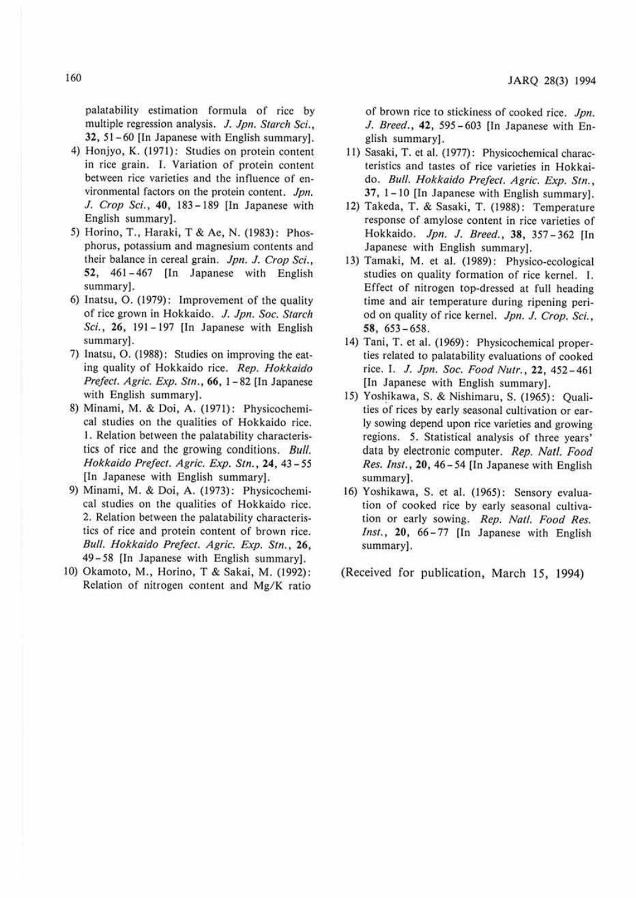palatability estimation formula of rice by multiple regression analysis. *J. Jpn. Starch Sci.*, **32**, 51–60 [In Japanese with English summary].

4) Honjyo, K. (1971): Studies on protein content in rice grain. I. Variation of protein content between rice varieties and the influence of environmental factors on the protein content. *Jpn. J. Crop Sci.*, **40**, 183–189 [In Japanese with English summary].
5) Horino, T., Haraki, T & Ae, N. (1983): Phosphorus, potassium and magnesium contents and their balance in cereal grain. *Jpn. J. Crop Sci.*, **52**, 461–467 [In Japanese with English summary].
6) Inatsu, O. (1979): Improvement of the quality of rice grown in Hokkaido. *J. Jpn. Soc. Starch Sci.*, **26**, 191–197 [In Japanese with English summary].
7) Inatsu, O. (1988): Studies on improving the eating quality of Hokkaido rice. *Rep. Hokkaido Prefect. Agric. Exp. Stn.*, **66**, 1–82 [In Japanese with English summary].
8) Minami, M. & Doi, A. (1971): Physicochemical studies on the qualities of Hokkaido rice. 1. Relation between the palatability characteristics of rice and the growing conditions. *Bull. Hokkaido Prefect. Agric. Exp. Stn.*, **24**, 43–55 [In Japanese with English summary].
9) Minami, M. & Doi, A. (1973): Physicochemical studies on the qualities of Hokkaido rice. 2. Relation between the palatability characteristics of rice and protein content of brown rice. *Bull. Hokkaido Prefect. Agric. Exp. Stn.*, **26**, 49–58 [In Japanese with English summary].
10) Okamoto, M., Horino, T & Sakai, M. (1992): Relation of nitrogen content and Mg/K ratio of brown rice to stickiness of cooked rice. *Jpn. J. Breed.*, **42**, 595–603 [In Japanese with English summary].
11) Sasaki, T. et al. (1977): Physicochemical characteristics and tastes of rice varieties in Hokkaido. *Bull. Hokkaido Prefect. Agric. Exp. Stn.*, **37**, 1–10 [In Japanese with English summary].
12) Takeda, T. & Sasaki, T. (1988): Temperature response of amylose content in rice varieties of Hokkaido. *Jpn. J. Breed.*, **38**, 357–362 [In Japanese with English summary].
13) Tamaki, M. et al. (1989): Physico-ecological studies on quality formation of rice kernel. I. Effect of nitrogen top-dressed at full heading time and air temperature during ripening period on quality of rice kernel. *Jpn. J. Crop. Sci.*, **58**, 653–658.
14) Tani, T. et al. (1969): Physicochemical properties related to palatability evaluations of cooked rice. I. *J. Jpn. Soc. Food Nutr.*, **22**, 452–461 [In Japanese with English summary].
15) Yoshikawa, S. & Nishimaru, S. (1965): Qualities of rices by early seasonal cultivation or early sowing depend upon rice varieties and growing regions. 5. Statistical analysis of three years' data by electronic computer. *Rep. Natl. Food Res. Inst.*, **20**, 46–54 [In Japanese with English summary].
16) Yoshikawa, S. et al. (1965): Sensory evaluation of cooked rice by early seasonal cultivation or early sowing. *Rep. Natl. Food Res. Inst.*, **20**, 66–77 [In Japanese with English summary].

(Received for publication, March 15, 1994)